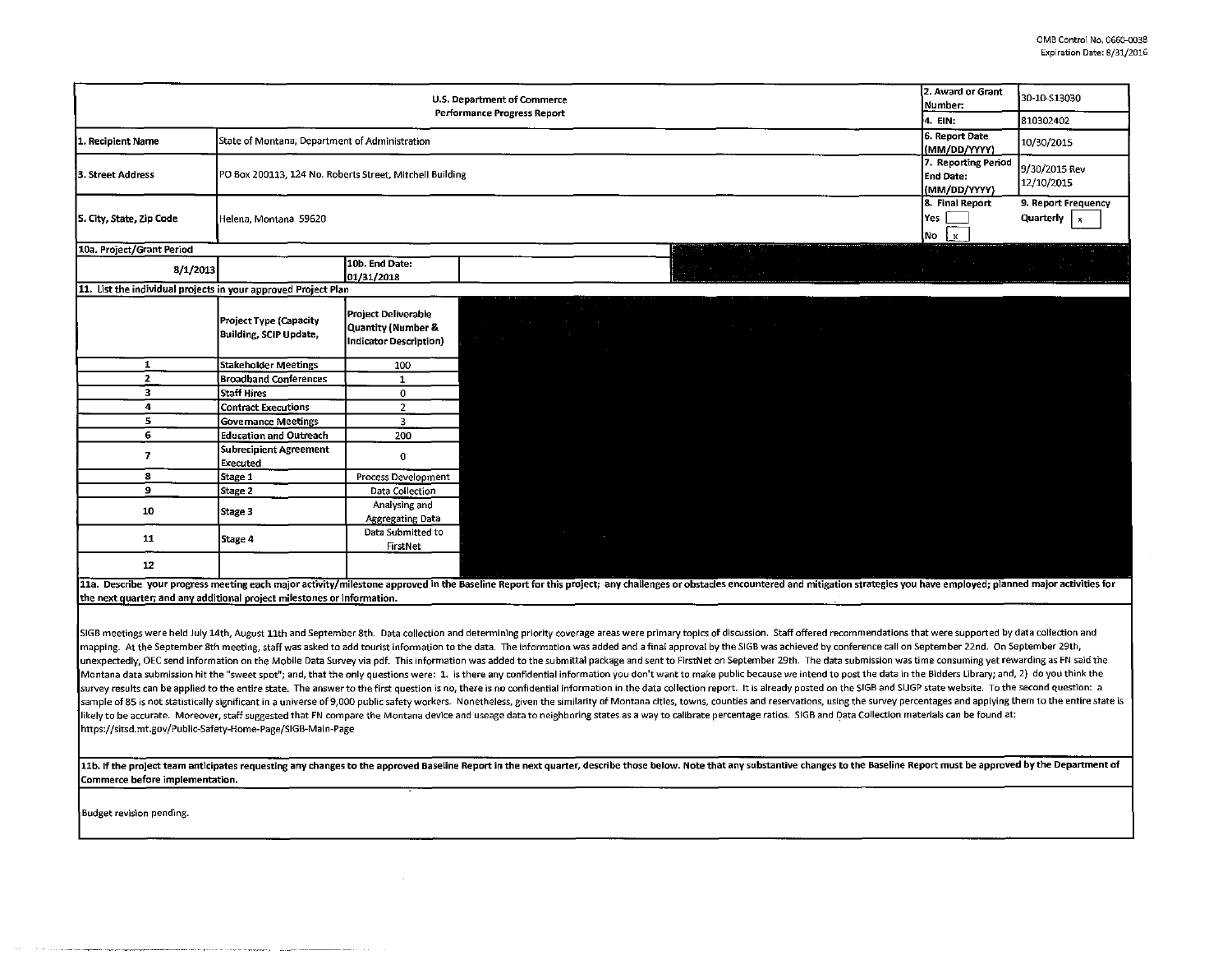OMB Control No. 0660-0038
Expiration Date: 8/31/2016

| U.S. Department of Commerce Performance Progress Report | | 2. Award or Grant Number: | 30-10-S13030 |
|---|---|---|---|
| | | 4. EIN: | 810302402 |
| 1. Recipient Name | State of Montana, Department of Administration | 6. Report Date (MM/DD/YYYY) | 10/30/2015 |
| 3. Street Address | PO Box 200113, 124 No. Roberts Street, Mitchell Building | 7. Reporting Period End Date: (MM/DD/YYYY) | 9/30/2015 Rev 12/10/2015 |
| 5. City, State, Zip Code | Helena, Montana 59620 | 8. Final Report Yes [ ] No [x] | 9. Report Frequency Quarterly [x] |

**10a. Project/Grant Period**

| Start Date: | 8/1/2013 | 10b. End Date: | 01/31/2018 |
|---|---|---|---|

**11. List the individual projects in your approved Project Plan**

| | Project Type (Capacity Building, SCIP Update, | Project Deliverable Quantity (Number & Indicator Description) |
|---|---|---|
| 1 | Stakeholder Meetings | 100 |
| 2 | Broadband Conferences | 1 |
| 3 | Staff Hires | 0 |
| 4 | Contract Executions | 2 |
| 5 | Governance Meetings | 3 |
| 6 | Education and Outreach | 200 |
| 7 | Subrecipient Agreement Executed | 0 |
| 8 | Stage 1 | Process Development |
| 9 | Stage 2 | Data Collection |
| 10 | Stage 3 | Analysing and Aggregating Data |
| 11 | Stage 4 | Data Submitted to FirstNet |
| 12 | | |

**11a. Describe your progress meeting each major activity/milestone approved in the Baseline Report for this project; any challenges or obstacles encountered and mitigation strategies you have employed; planned major activities for the next quarter; and any additional project milestones or information.**

SIGB meetings were held July 14th, August 11th and September 8th. Data collection and determining priority coverage areas were primary topics of discussion. Staff offered recommendations that were supported by data collection and mapping. At the September 8th meeting, staff was asked to add tourist information to the data. The information was added and a final approval by the SIGB was achieved by conference call on September 22nd. On September 29th, unexpectedly, OEC send information on the Mobile Data Survey via pdf. This information was added to the submittal package and sent to FirstNet on September 29th. The data submission was time consuming yet rewarding as FN said the Montana data submission hit the "sweet spot"; and, that the only questions were: 1. Is there any confidential information you don't want to make public because we intend to post the data in the Bidders Library; and, 2) do you think the survey results can be applied to the entire state. The answer to the first question is no, there is no confidential information in the data collection report. It is already posted on the SIGB and SLIGP state website. To the second question: a sample of 85 is not statistically significant in a universe of 9,000 public safety workers. Nonetheless, given the similarity of Montana cities, towns, counties and reservations, using the survey percentages and applying them to the entire state is likely to be accurate. Moreover, staff suggested that FN compare the Montana device and useage data to neighboring states as a way to calibrate percentage ratios. SIGB and Data Collection materials can be found at: https://sitsd.mt.gov/Public-Safety-Home-Page/SIGB-Main-Page

**11b. If the project team anticipates requesting any changes to the approved Baseline Report in the next quarter, describe those below. Note that any substantive changes to the Baseline Report must be approved by the Department of Commerce before implementation.**

Budget revision pending.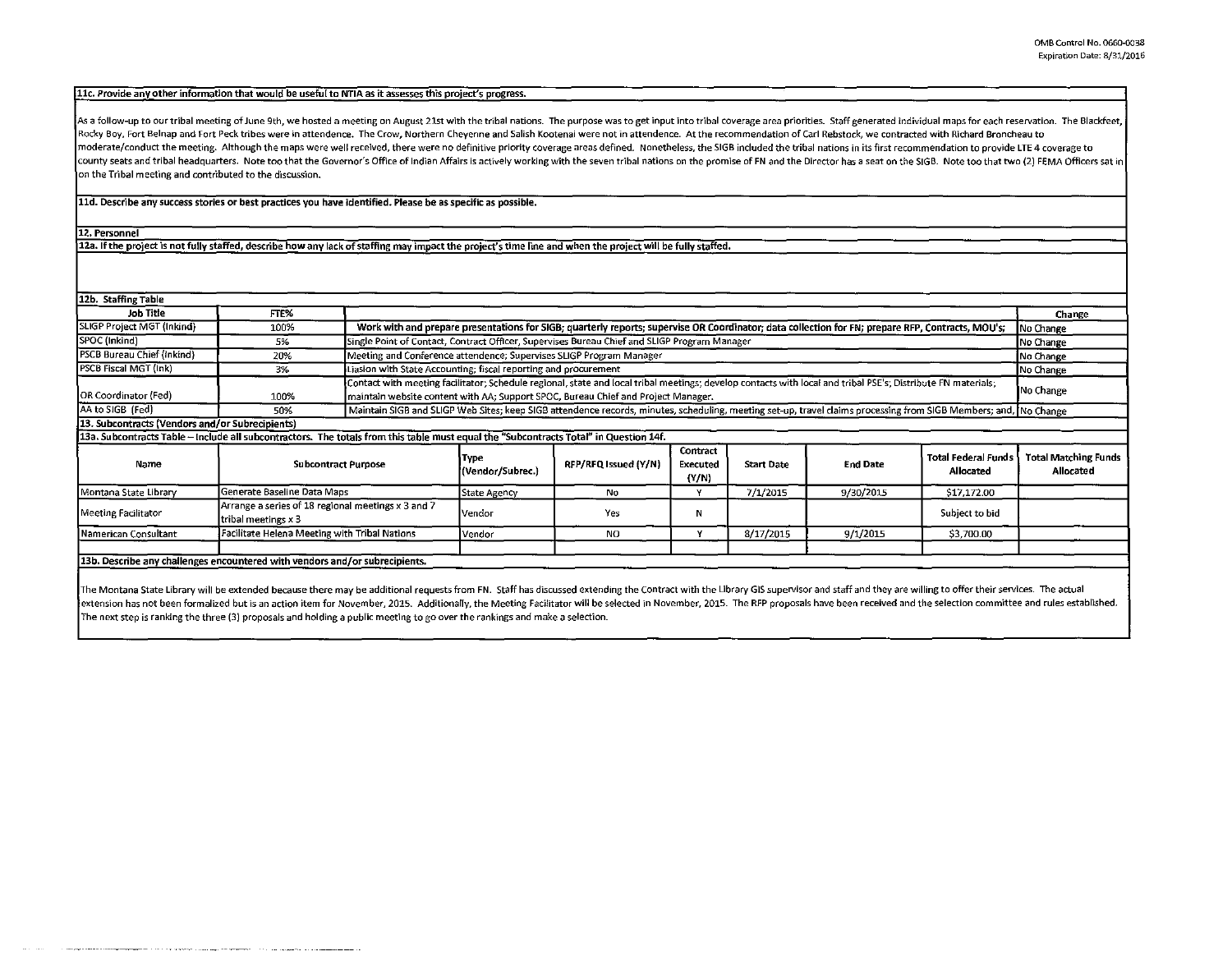OMB Control No. 0660-0038
Expiration Date: 8/31/2016

**11c. Provide any other information that would be useful to NTIA as it assesses this project's progress.**

As a follow-up to our tribal meeting of June 9th, we hosted a meeting on August 21st with the tribal nations. The purpose was to get input into tribal coverage area priorities. Staff generated individual maps for each reservation. The Blackfeet, Rocky Boy, Fort Belnap and Fort Peck tribes were in attendance. The Crow, Northern Cheyenne and Salish Kootenai were not in attendance. At the recommendation of Carl Rebstock, we contracted with Richard Broncheau to moderate/conduct the meeting. Although the maps were well received, there were no definitive priority coverage areas defined. Nonetheless, the SIGB included the tribal nations in its first recommendation to provide LTE 4 coverage to county seats and tribal headquarters. Note too that the Governor's Office of Indian Affairs is actively working with the seven tribal nations on the promise of FN and the Director has a seat on the SIGB. Note too that two (2) FEMA Officers sat in on the Tribal meeting and contributed to the discussion.

**11d. Describe any success stories or best practices you have identified. Please be as specific as possible.**

**12. Personnel**

**12a. If the project is not fully staffed, describe how any lack of staffing may impact the project's time line and when the project will be fully staffed.**

**12b. Staffing Table**

| Job Title | FTE% | | Change |
|---|---|---|---|
| SLIGP Project MGT (Inkind) | 100% | Work with and prepare presentations for SIGB; quarterly reports; supervise OR Coordinator; data collection for FN; prepare RFP, Contracts, MOU's; | No Change |
| SPOC (Inkind) | 5% | Single Point of Contact, Contract Officer, Supervises Bureau Chief and SLIGP Program Manager | No Change |
| PSCB Bureau Chief (Inkind) | 20% | Meeting and Conference attendence; Supervises SLIGP Program Manager | No Change |
| PSCB Fiscal MGT (Ink) | 3% | Liasion with State Accounting; fiscal reporting and procurement | No Change |
| OR Coordinator (Fed) | 100% | Contact with meeting facilitator; Schedule regional, state and local tribal meetings; develop contacts with local and tribal PSE's; Distribute FN materials; maintain website content with AA; Support SPOC, Bureau Chief and Project Manager. | No Change |
| AA to SIGB (Fed) | 50% | Maintain SIGB and SLIGP Web Sites; keep SIGB attendence records, minutes, scheduling, meeting set-up, travel claims processing from SIGB Members; and, | No Change |

**13. Subcontracts (Vendors and/or Subrecipients)**

**13a. Subcontracts Table – Include all subcontractors. The totals from this table must equal the "Subcontracts Total" in Question 14f.**

| Name | Subcontract Purpose | Type (Vendor/Subrec.) | RFP/RFQ Issued (Y/N) | Contract Executed (Y/N) | Start Date | End Date | Total Federal Funds Allocated | Total Matching Funds Allocated |
|---|---|---|---|---|---|---|---|---|
| Montana State Library | Generate Baseline Data Maps | State Agency | No | Y | 7/1/2015 | 9/30/2015 | $17,172.00 | |
| Meeting Facilitator | Arrange a series of 18 regional meetings x 3 and 7 tribal meetings x 3 | Vendor | Yes | N | | | Subject to bid | |
| Namerican Consultant | Facilitate Helena Meeting with Tribal Nations | Vendor | NO | Y | 8/17/2015 | 9/1/2015 | $3,700.00 | |
| | | | | | | | | |

**13b. Describe any challenges encountered with vendors and/or subrecipients.**

The Montana State Library will be extended because there may be additional requests from FN. Staff has discussed extending the Contract with the Library GIS supervisor and staff and they are willing to offer their services. The actual extension has not been formalized but is an action item for November, 2015. Additionally, the Meeting Facilitator will be selected in November, 2015. The RFP proposals have been received and the selection committee and rules established. The next step is ranking the three (3) proposals and holding a public meeting to go over the rankings and make a selection.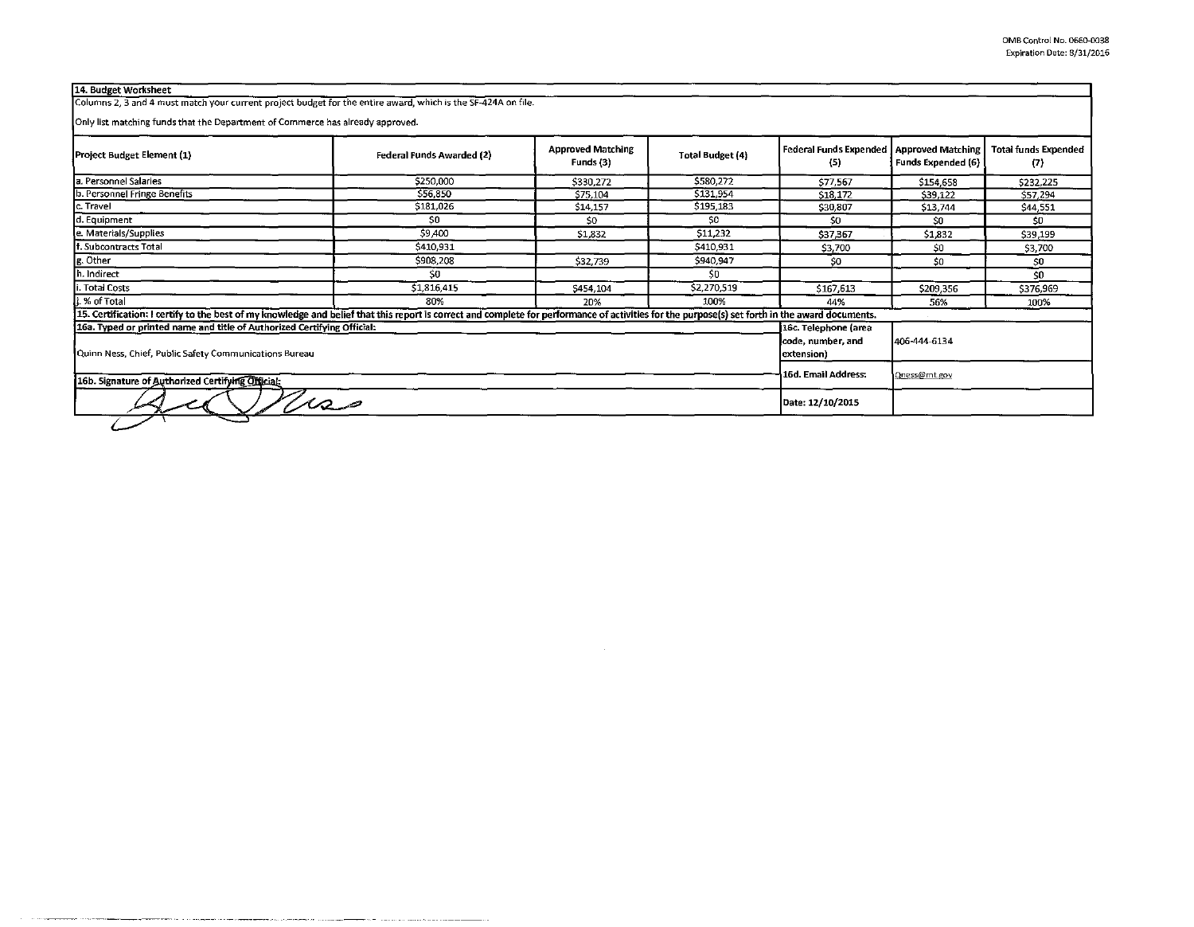OMB Control No. 0660-0038
Expiration Date: 8/31/2016

## 14. Budget Worksheet

Columns 2, 3 and 4 must match your current project budget for the entire award, which is the SF-424A on file.

Only list matching funds that the Department of Commerce has already approved.

| Project Budget Element (1) | Federal Funds Awarded (2) | Approved Matching Funds (3) | Total Budget (4) | Federal Funds Expended (5) | Approved Matching Funds Expended (6) | Total funds Expended (7) |
|---|---|---|---|---|---|---|
| a. Personnel Salaries | $250,000 | $330,272 | $580,272 | $77,567 | $154,658 | $232,225 |
| b. Personnel Fringe Benefits | $56,850 | $75,104 | $131,954 | $18,172 | $39,122 | $57,294 |
| c. Travel | $181,026 | $14,157 | $195,183 | $30,807 | $13,744 | $44,551 |
| d. Equipment | $0 | $0 | $0 | $0 | $0 | $0 |
| e. Materials/Supplies | $9,400 | $1,832 | $11,232 | $37,367 | $1,832 | $39,199 |
| f. Subcontracts Total | $410,931 | | $410,931 | $3,700 | $0 | $3,700 |
| g. Other | $908,208 | $32,739 | $940,947 | $0 | $0 | $0 |
| h. Indirect | $0 | | $0 | | | $0 |
| i. Total Costs | $1,816,415 | $454,104 | $2,270,519 | $167,613 | $209,356 | $376,969 |
| j. % of Total | 80% | 20% | 100% | 44% | 56% | 100% |

**15. Certification:** I certify to the best of my knowledge and belief that this report is correct and complete for performance of activities for the purpose(s) set forth in the award documents.

| | | |
|---|---|---|
| **16a. Typed or printed name and title of Authorized Certifying Official:** Quinn Ness, Chief, Public Safety Communications Bureau | 16c. Telephone (area code, number, and extension) | 406-444-6134 |
| **16b. Signature of Authorized Certifying Official:** | 16d. Email Address: | Qness@mt.gov |
| | Date: 12/10/2015 | |